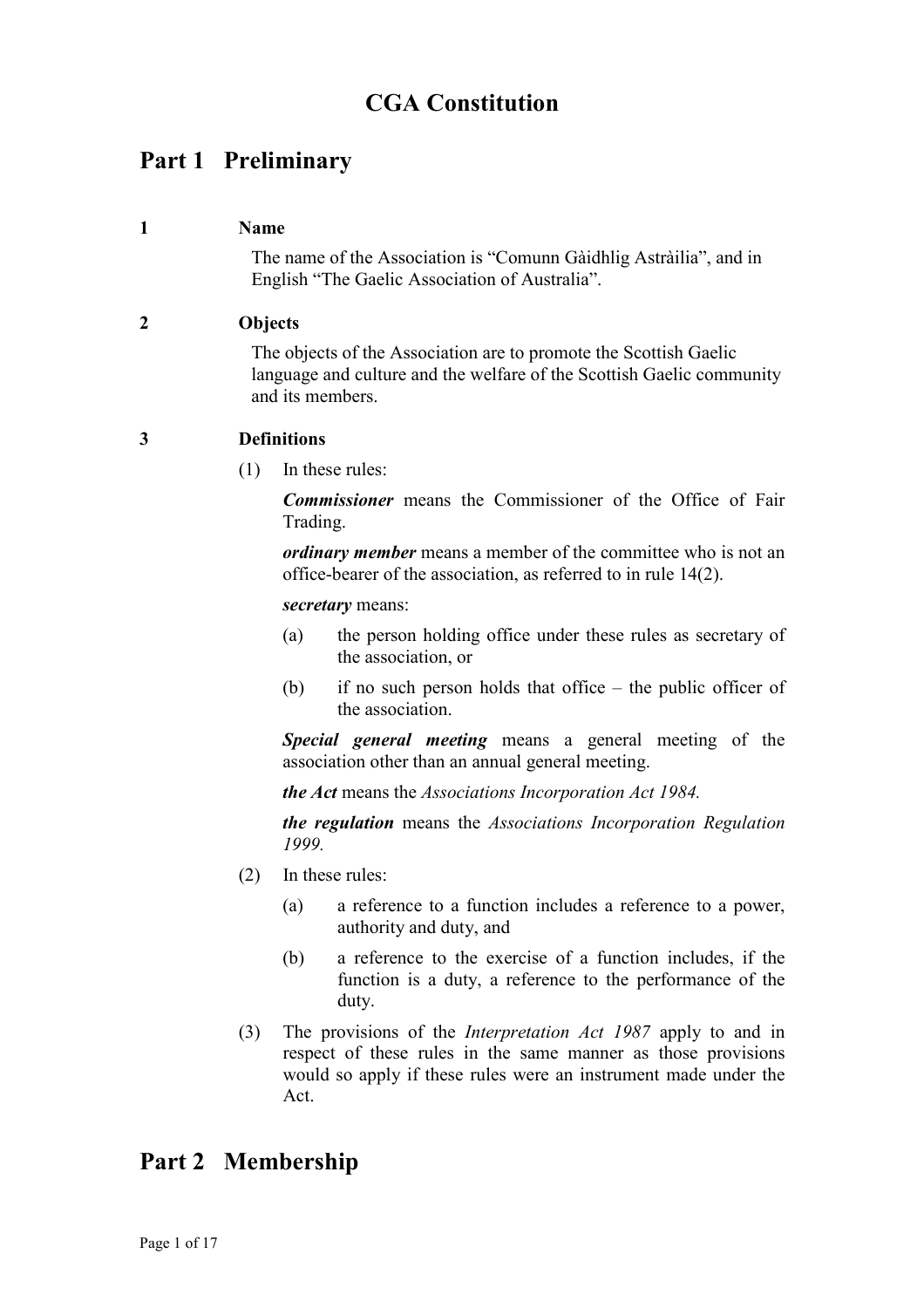# CGA Constitution

## Part 1 Preliminary

### 1 Name

The name of the Association is "Comunn Gàidhlig Astràilia", and in English "The Gaelic Association of Australia".

### 2 Objects

The objects of the Association are to promote the Scottish Gaelic language and culture and the welfare of the Scottish Gaelic community and its members.

### 3 Definitions

(1) In these rules:

***Commissioner*** means the Commissioner of the Office of Fair Trading.

***ordinary member*** means a member of the committee who is not an office-bearer of the association, as referred to in rule 14(2).

***secretary*** means:

(a) the person holding office under these rules as secretary of the association, or

(b) if no such person holds that office – the public officer of the association.

***Special general meeting*** means a general meeting of the association other than an annual general meeting.

***the Act*** means the *Associations Incorporation Act 1984.*

***the regulation*** means the *Associations Incorporation Regulation 1999.*

(2) In these rules:

(a) a reference to a function includes a reference to a power, authority and duty, and

(b) a reference to the exercise of a function includes, if the function is a duty, a reference to the performance of the duty.

(3) The provisions of the *Interpretation Act 1987* apply to and in respect of these rules in the same manner as those provisions would so apply if these rules were an instrument made under the Act.

## Part 2 Membership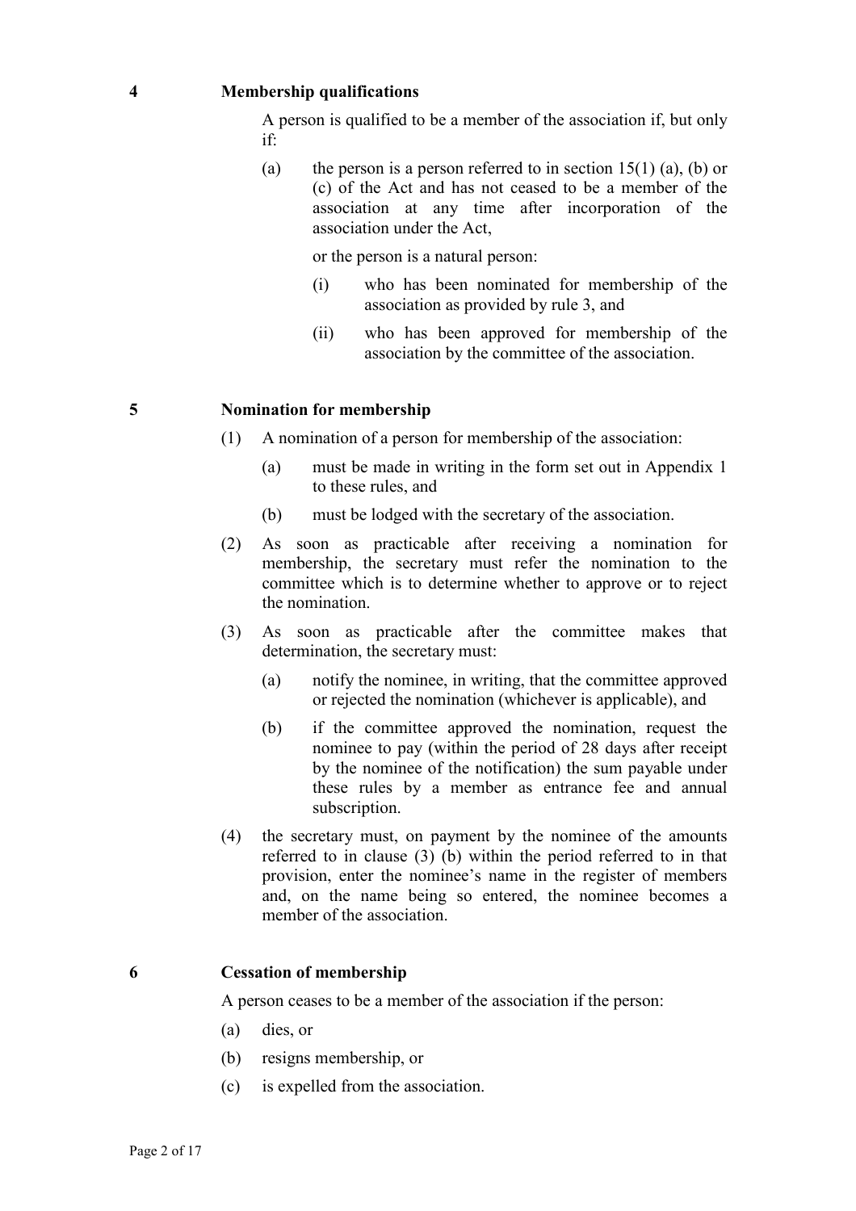## 4 Membership qualifications

A person is qualified to be a member of the association if, but only if:

(a) the person is a person referred to in section 15(1) (a), (b) or (c) of the Act and has not ceased to be a member of the association at any time after incorporation of the association under the Act,

or the person is a natural person:

(i) who has been nominated for membership of the association as provided by rule 3, and

(ii) who has been approved for membership of the association by the committee of the association.

## 5 Nomination for membership

(1) A nomination of a person for membership of the association:

(a) must be made in writing in the form set out in Appendix 1 to these rules, and

(b) must be lodged with the secretary of the association.

(2) As soon as practicable after receiving a nomination for membership, the secretary must refer the nomination to the committee which is to determine whether to approve or to reject the nomination.

(3) As soon as practicable after the committee makes that determination, the secretary must:

(a) notify the nominee, in writing, that the committee approved or rejected the nomination (whichever is applicable), and

(b) if the committee approved the nomination, request the nominee to pay (within the period of 28 days after receipt by the nominee of the notification) the sum payable under these rules by a member as entrance fee and annual subscription.

(4) the secretary must, on payment by the nominee of the amounts referred to in clause (3) (b) within the period referred to in that provision, enter the nominee's name in the register of members and, on the name being so entered, the nominee becomes a member of the association.

## 6 Cessation of membership

A person ceases to be a member of the association if the person:

(a) dies, or

(b) resigns membership, or

(c) is expelled from the association.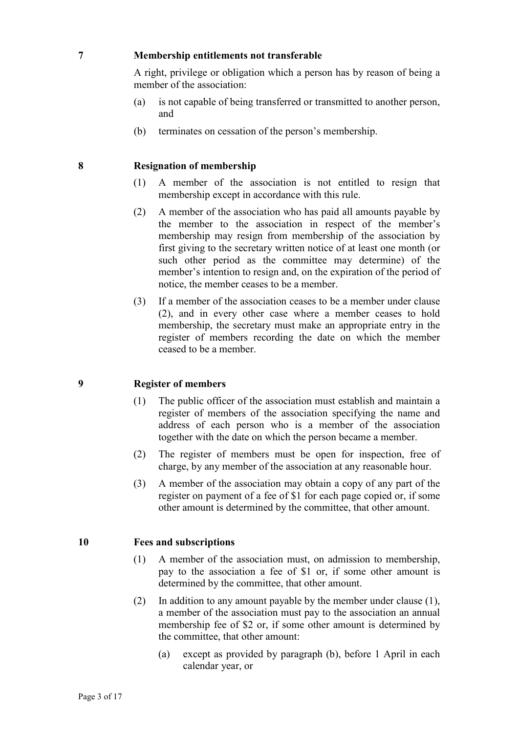## 7 Membership entitlements not transferable

A right, privilege or obligation which a person has by reason of being a member of the association:

(a) is not capable of being transferred or transmitted to another person, and

(b) terminates on cessation of the person's membership.

## 8 Resignation of membership

(1) A member of the association is not entitled to resign that membership except in accordance with this rule.

(2) A member of the association who has paid all amounts payable by the member to the association in respect of the member's membership may resign from membership of the association by first giving to the secretary written notice of at least one month (or such other period as the committee may determine) of the member's intention to resign and, on the expiration of the period of notice, the member ceases to be a member.

(3) If a member of the association ceases to be a member under clause (2), and in every other case where a member ceases to hold membership, the secretary must make an appropriate entry in the register of members recording the date on which the member ceased to be a member.

## 9 Register of members

(1) The public officer of the association must establish and maintain a register of members of the association specifying the name and address of each person who is a member of the association together with the date on which the person became a member.

(2) The register of members must be open for inspection, free of charge, by any member of the association at any reasonable hour.

(3) A member of the association may obtain a copy of any part of the register on payment of a fee of $1 for each page copied or, if some other amount is determined by the committee, that other amount.

## 10 Fees and subscriptions

(1) A member of the association must, on admission to membership, pay to the association a fee of $1 or, if some other amount is determined by the committee, that other amount.

(2) In addition to any amount payable by the member under clause (1), a member of the association must pay to the association an annual membership fee of $2 or, if some other amount is determined by the committee, that other amount:

   (a) except as provided by paragraph (b), before 1 April in each calendar year, or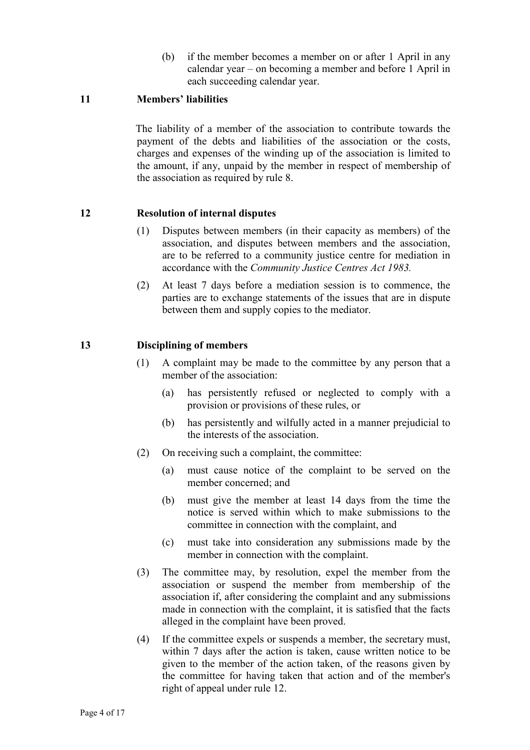(b) if the member becomes a member on or after 1 April in any calendar year – on becoming a member and before 1 April in each succeeding calendar year.

## 11 Members' liabilities

The liability of a member of the association to contribute towards the payment of the debts and liabilities of the association or the costs, charges and expenses of the winding up of the association is limited to the amount, if any, unpaid by the member in respect of membership of the association as required by rule 8.

## 12 Resolution of internal disputes

(1) Disputes between members (in their capacity as members) of the association, and disputes between members and the association, are to be referred to a community justice centre for mediation in accordance with the *Community Justice Centres Act 1983.*

(2) At least 7 days before a mediation session is to commence, the parties are to exchange statements of the issues that are in dispute between them and supply copies to the mediator.

## 13 Disciplining of members

(1) A complaint may be made to the committee by any person that a member of the association:

   (a) has persistently refused or neglected to comply with a provision or provisions of these rules, or

   (b) has persistently and wilfully acted in a manner prejudicial to the interests of the association.

(2) On receiving such a complaint, the committee:

   (a) must cause notice of the complaint to be served on the member concerned; and

   (b) must give the member at least 14 days from the time the notice is served within which to make submissions to the committee in connection with the complaint, and

   (c) must take into consideration any submissions made by the member in connection with the complaint.

(3) The committee may, by resolution, expel the member from the association or suspend the member from membership of the association if, after considering the complaint and any submissions made in connection with the complaint, it is satisfied that the facts alleged in the complaint have been proved.

(4) If the committee expels or suspends a member, the secretary must, within 7 days after the action is taken, cause written notice to be given to the member of the action taken, of the reasons given by the committee for having taken that action and of the member's right of appeal under rule 12.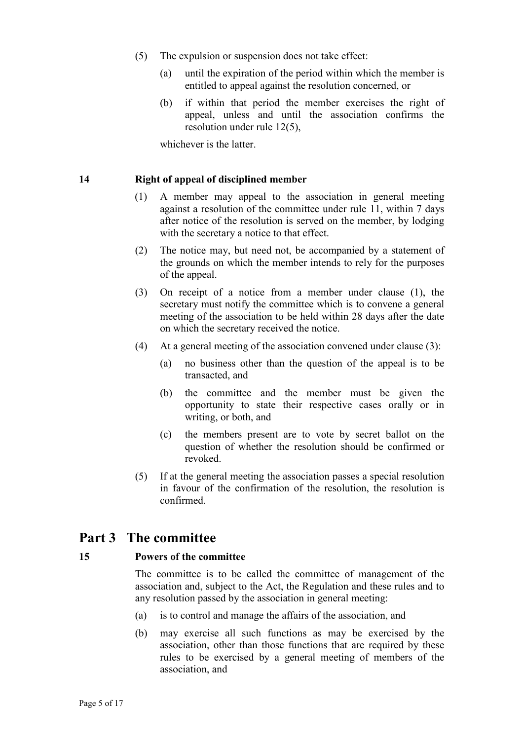(5) The expulsion or suspension does not take effect:

   (a) until the expiration of the period within which the member is entitled to appeal against the resolution concerned, or

   (b) if within that period the member exercises the right of appeal, unless and until the association confirms the resolution under rule 12(5),

   whichever is the latter.

### 14 Right of appeal of disciplined member

(1) A member may appeal to the association in general meeting against a resolution of the committee under rule 11, within 7 days after notice of the resolution is served on the member, by lodging with the secretary a notice to that effect.

(2) The notice may, but need not, be accompanied by a statement of the grounds on which the member intends to rely for the purposes of the appeal.

(3) On receipt of a notice from a member under clause (1), the secretary must notify the committee which is to convene a general meeting of the association to be held within 28 days after the date on which the secretary received the notice.

(4) At a general meeting of the association convened under clause (3):

   (a) no business other than the question of the appeal is to be transacted, and

   (b) the committee and the member must be given the opportunity to state their respective cases orally or in writing, or both, and

   (c) the members present are to vote by secret ballot on the question of whether the resolution should be confirmed or revoked.

(5) If at the general meeting the association passes a special resolution in favour of the confirmation of the resolution, the resolution is confirmed.

## Part 3 The committee

### 15 Powers of the committee

The committee is to be called the committee of management of the association and, subject to the Act, the Regulation and these rules and to any resolution passed by the association in general meeting:

(a) is to control and manage the affairs of the association, and

(b) may exercise all such functions as may be exercised by the association, other than those functions that are required by these rules to be exercised by a general meeting of members of the association, and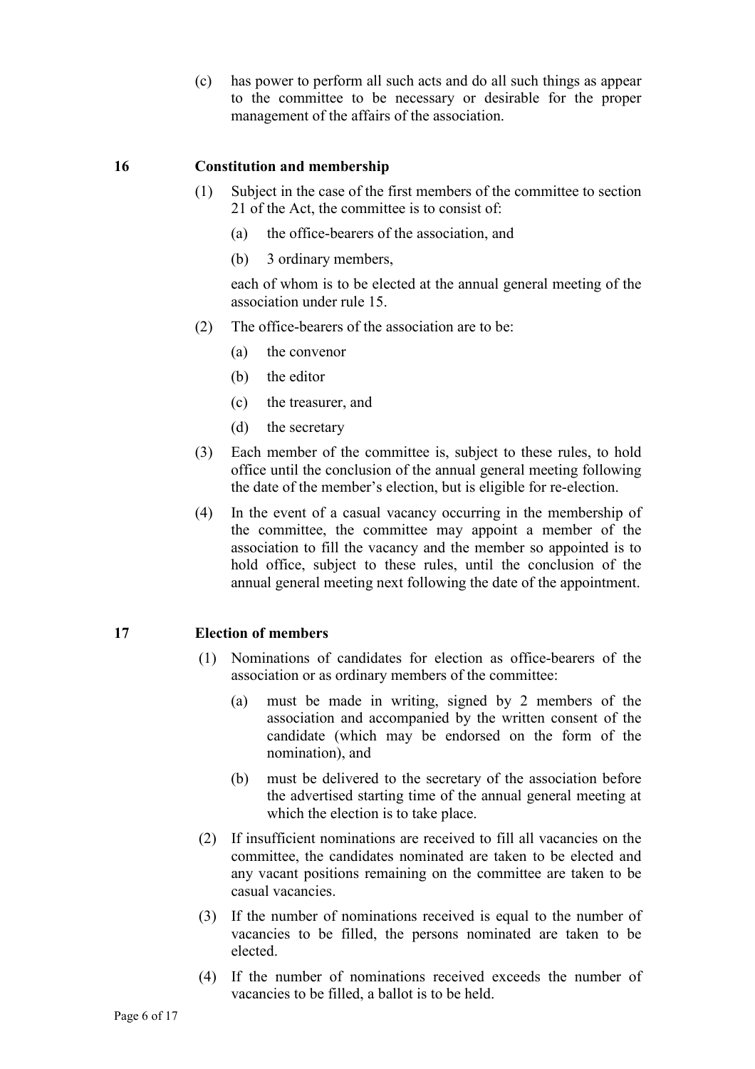(c) has power to perform all such acts and do all such things as appear to the committee to be necessary or desirable for the proper management of the affairs of the association.

### 16 Constitution and membership

(1) Subject in the case of the first members of the committee to section 21 of the Act, the committee is to consist of:

(a) the office-bearers of the association, and

(b) 3 ordinary members,

each of whom is to be elected at the annual general meeting of the association under rule 15.

(2) The office-bearers of the association are to be:

(a) the convenor

(b) the editor

(c) the treasurer, and

(d) the secretary

(3) Each member of the committee is, subject to these rules, to hold office until the conclusion of the annual general meeting following the date of the member's election, but is eligible for re-election.

(4) In the event of a casual vacancy occurring in the membership of the committee, the committee may appoint a member of the association to fill the vacancy and the member so appointed is to hold office, subject to these rules, until the conclusion of the annual general meeting next following the date of the appointment.

### 17 Election of members

(1) Nominations of candidates for election as office-bearers of the association or as ordinary members of the committee:

(a) must be made in writing, signed by 2 members of the association and accompanied by the written consent of the candidate (which may be endorsed on the form of the nomination), and

(b) must be delivered to the secretary of the association before the advertised starting time of the annual general meeting at which the election is to take place.

(2) If insufficient nominations are received to fill all vacancies on the committee, the candidates nominated are taken to be elected and any vacant positions remaining on the committee are taken to be casual vacancies.

(3) If the number of nominations received is equal to the number of vacancies to be filled, the persons nominated are taken to be elected.

(4) If the number of nominations received exceeds the number of vacancies to be filled, a ballot is to be held.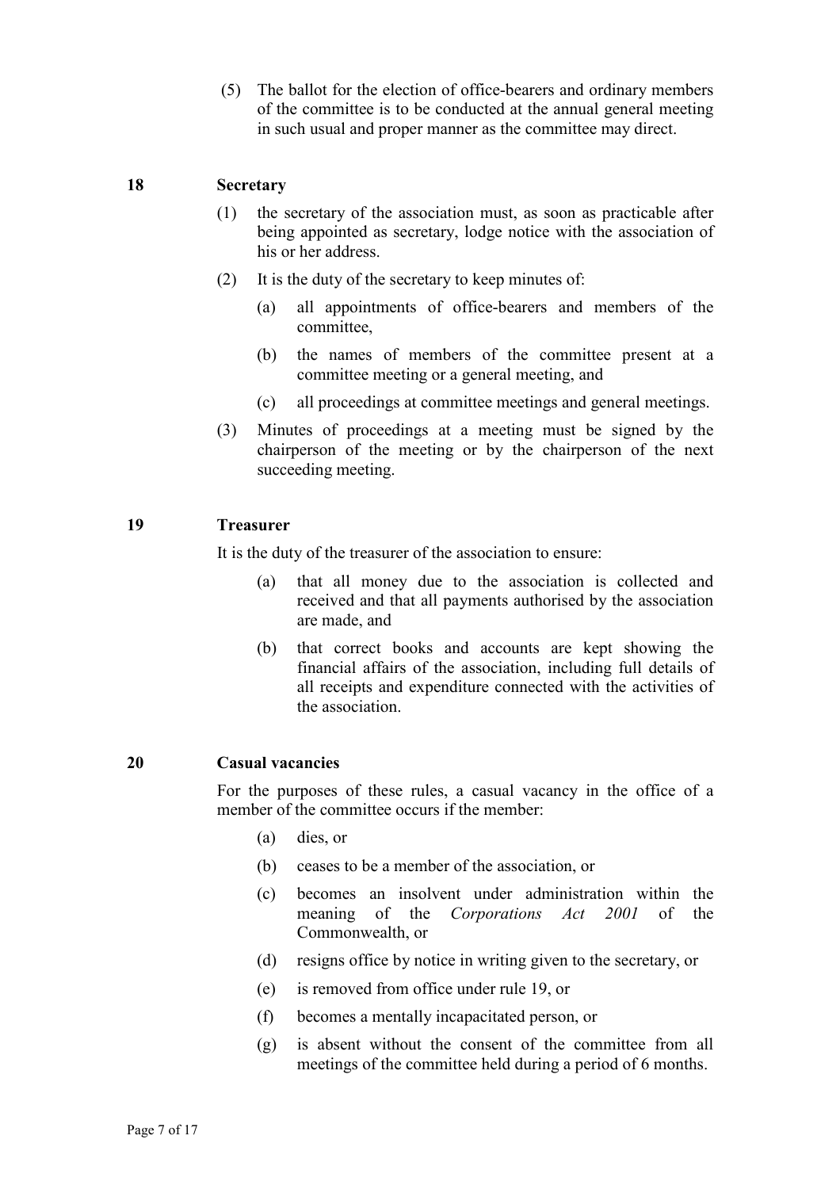(5) The ballot for the election of office-bearers and ordinary members of the committee is to be conducted at the annual general meeting in such usual and proper manner as the committee may direct.

## 18 Secretary

(1) the secretary of the association must, as soon as practicable after being appointed as secretary, lodge notice with the association of his or her address.

(2) It is the duty of the secretary to keep minutes of:

- (a) all appointments of office-bearers and members of the committee,
- (b) the names of members of the committee present at a committee meeting or a general meeting, and
- (c) all proceedings at committee meetings and general meetings.

(3) Minutes of proceedings at a meeting must be signed by the chairperson of the meeting or by the chairperson of the next succeeding meeting.

## 19 Treasurer

It is the duty of the treasurer of the association to ensure:

- (a) that all money due to the association is collected and received and that all payments authorised by the association are made, and
- (b) that correct books and accounts are kept showing the financial affairs of the association, including full details of all receipts and expenditure connected with the activities of the association.

## 20 Casual vacancies

For the purposes of these rules, a casual vacancy in the office of a member of the committee occurs if the member:

- (a) dies, or
- (b) ceases to be a member of the association, or
- (c) becomes an insolvent under administration within the meaning of the *Corporations Act 2001* of the Commonwealth, or
- (d) resigns office by notice in writing given to the secretary, or
- (e) is removed from office under rule 19, or
- (f) becomes a mentally incapacitated person, or
- (g) is absent without the consent of the committee from all meetings of the committee held during a period of 6 months.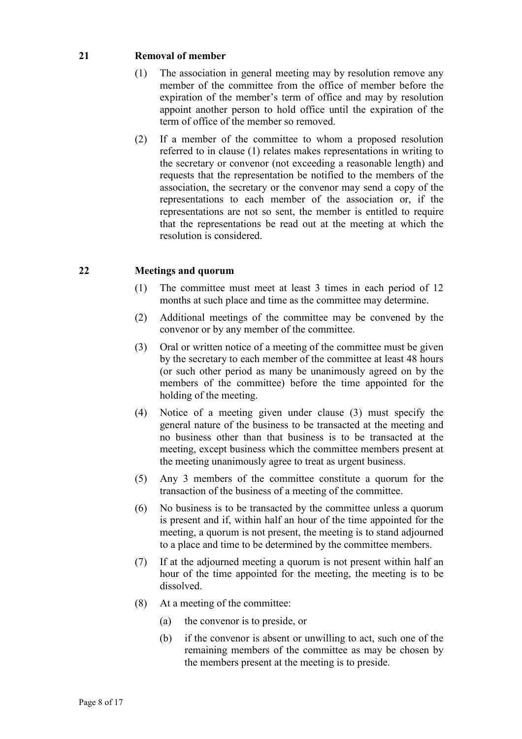## 21 Removal of member

(1) The association in general meeting may by resolution remove any member of the committee from the office of member before the expiration of the member's term of office and may by resolution appoint another person to hold office until the expiration of the term of office of the member so removed.

(2) If a member of the committee to whom a proposed resolution referred to in clause (1) relates makes representations in writing to the secretary or convenor (not exceeding a reasonable length) and requests that the representation be notified to the members of the association, the secretary or the convenor may send a copy of the representations to each member of the association or, if the representations are not so sent, the member is entitled to require that the representations be read out at the meeting at which the resolution is considered.

## 22 Meetings and quorum

(1) The committee must meet at least 3 times in each period of 12 months at such place and time as the committee may determine.

(2) Additional meetings of the committee may be convened by the convenor or by any member of the committee.

(3) Oral or written notice of a meeting of the committee must be given by the secretary to each member of the committee at least 48 hours (or such other period as many be unanimously agreed on by the members of the committee) before the time appointed for the holding of the meeting.

(4) Notice of a meeting given under clause (3) must specify the general nature of the business to be transacted at the meeting and no business other than that business is to be transacted at the meeting, except business which the committee members present at the meeting unanimously agree to treat as urgent business.

(5) Any 3 members of the committee constitute a quorum for the transaction of the business of a meeting of the committee.

(6) No business is to be transacted by the committee unless a quorum is present and if, within half an hour of the time appointed for the meeting, a quorum is not present, the meeting is to stand adjourned to a place and time to be determined by the committee members.

(7) If at the adjourned meeting a quorum is not present within half an hour of the time appointed for the meeting, the meeting is to be dissolved.

(8) At a meeting of the committee:

   (a) the convenor is to preside, or

   (b) if the convenor is absent or unwilling to act, such one of the remaining members of the committee as may be chosen by the members present at the meeting is to preside.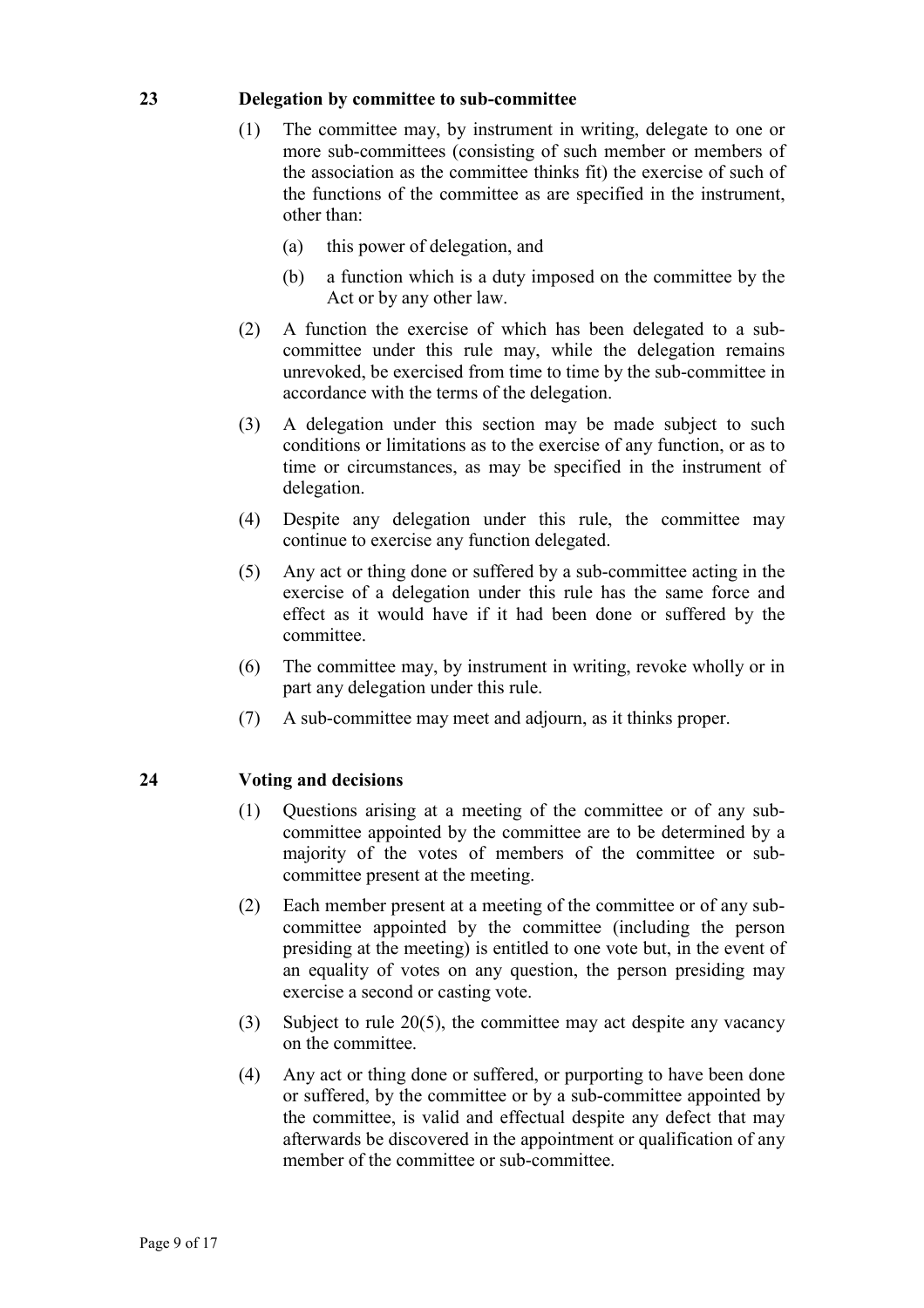## 23 Delegation by committee to sub-committee

(1) The committee may, by instrument in writing, delegate to one or more sub-committees (consisting of such member or members of the association as the committee thinks fit) the exercise of such of the functions of the committee as are specified in the instrument, other than:

  (a) this power of delegation, and

  (b) a function which is a duty imposed on the committee by the Act or by any other law.

(2) A function the exercise of which has been delegated to a sub-committee under this rule may, while the delegation remains unrevoked, be exercised from time to time by the sub-committee in accordance with the terms of the delegation.

(3) A delegation under this section may be made subject to such conditions or limitations as to the exercise of any function, or as to time or circumstances, as may be specified in the instrument of delegation.

(4) Despite any delegation under this rule, the committee may continue to exercise any function delegated.

(5) Any act or thing done or suffered by a sub-committee acting in the exercise of a delegation under this rule has the same force and effect as it would have if it had been done or suffered by the committee.

(6) The committee may, by instrument in writing, revoke wholly or in part any delegation under this rule.

(7) A sub-committee may meet and adjourn, as it thinks proper.

## 24 Voting and decisions

(1) Questions arising at a meeting of the committee or of any sub-committee appointed by the committee are to be determined by a majority of the votes of members of the committee or sub-committee present at the meeting.

(2) Each member present at a meeting of the committee or of any sub-committee appointed by the committee (including the person presiding at the meeting) is entitled to one vote but, in the event of an equality of votes on any question, the person presiding may exercise a second or casting vote.

(3) Subject to rule 20(5), the committee may act despite any vacancy on the committee.

(4) Any act or thing done or suffered, or purporting to have been done or suffered, by the committee or by a sub-committee appointed by the committee, is valid and effectual despite any defect that may afterwards be discovered in the appointment or qualification of any member of the committee or sub-committee.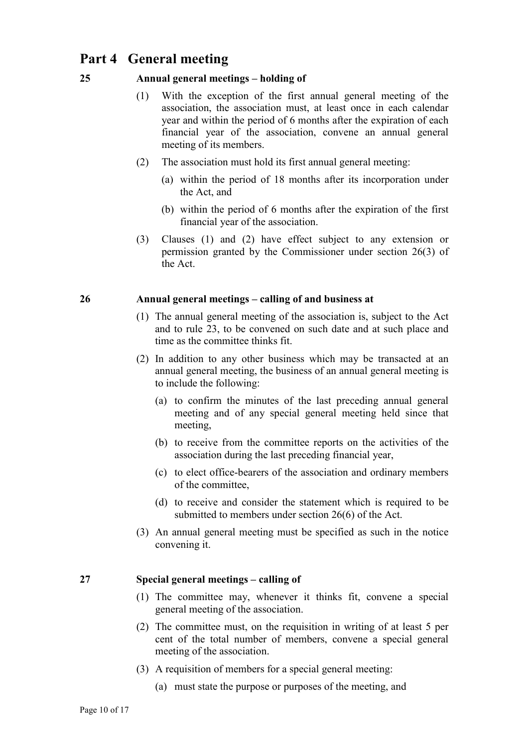# Part 4 General meeting

### 25 Annual general meetings – holding of

(1) With the exception of the first annual general meeting of the association, the association must, at least once in each calendar year and within the period of 6 months after the expiration of each financial year of the association, convene an annual general meeting of its members.

(2) The association must hold its first annual general meeting:

(a) within the period of 18 months after its incorporation under the Act, and

(b) within the period of 6 months after the expiration of the first financial year of the association.

(3) Clauses (1) and (2) have effect subject to any extension or permission granted by the Commissioner under section 26(3) of the Act.

### 26 Annual general meetings – calling of and business at

(1) The annual general meeting of the association is, subject to the Act and to rule 23, to be convened on such date and at such place and time as the committee thinks fit.

(2) In addition to any other business which may be transacted at an annual general meeting, the business of an annual general meeting is to include the following:

(a) to confirm the minutes of the last preceding annual general meeting and of any special general meeting held since that meeting,

(b) to receive from the committee reports on the activities of the association during the last preceding financial year,

(c) to elect office-bearers of the association and ordinary members of the committee,

(d) to receive and consider the statement which is required to be submitted to members under section 26(6) of the Act.

(3) An annual general meeting must be specified as such in the notice convening it.

### 27 Special general meetings – calling of

(1) The committee may, whenever it thinks fit, convene a special general meeting of the association.

(2) The committee must, on the requisition in writing of at least 5 per cent of the total number of members, convene a special general meeting of the association.

(3) A requisition of members for a special general meeting:

(a) must state the purpose or purposes of the meeting, and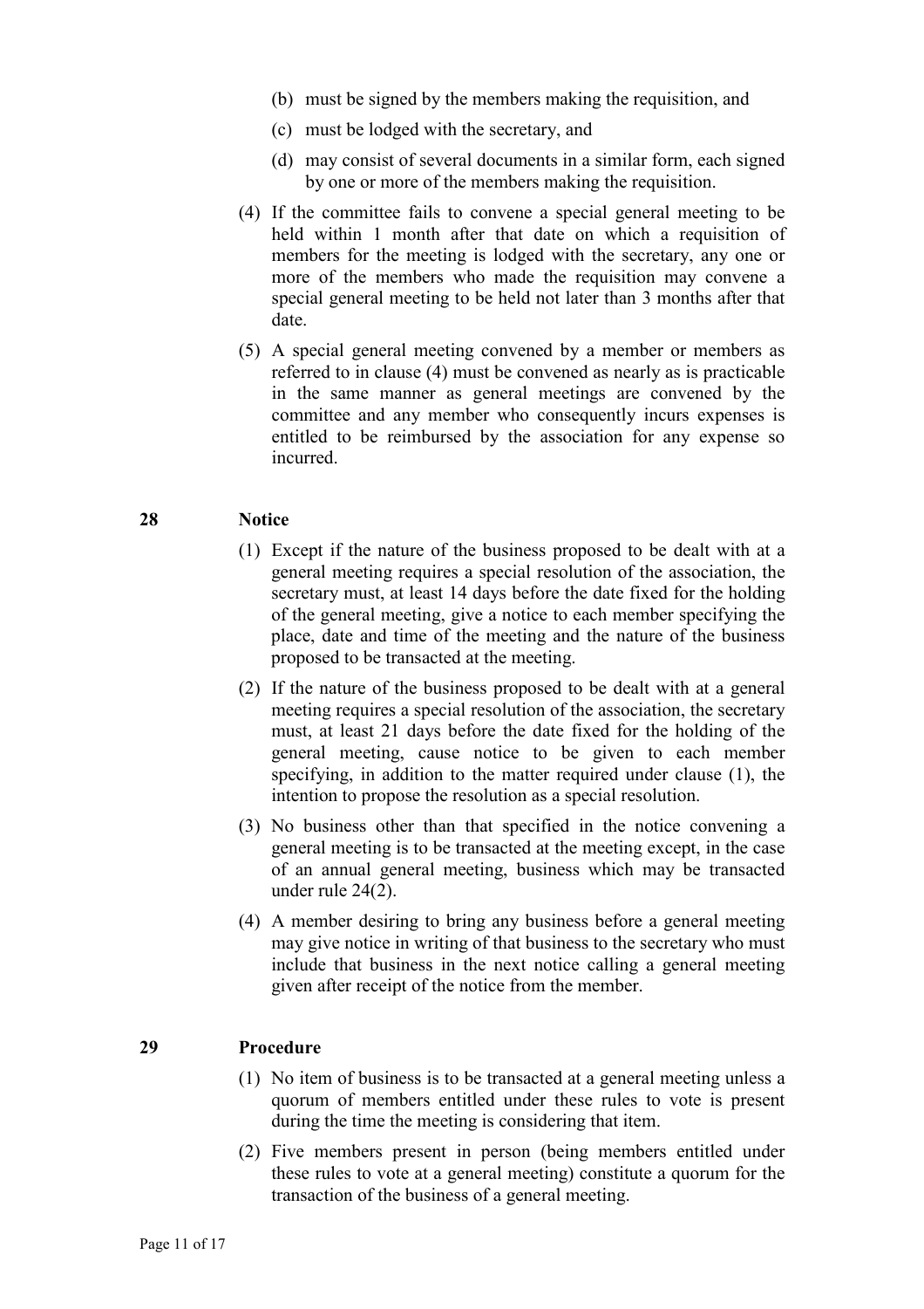(b) must be signed by the members making the requisition, and

(c) must be lodged with the secretary, and

(d) may consist of several documents in a similar form, each signed by one or more of the members making the requisition.

(4) If the committee fails to convene a special general meeting to be held within 1 month after that date on which a requisition of members for the meeting is lodged with the secretary, any one or more of the members who made the requisition may convene a special general meeting to be held not later than 3 months after that date.

(5) A special general meeting convened by a member or members as referred to in clause (4) must be convened as nearly as is practicable in the same manner as general meetings are convened by the committee and any member who consequently incurs expenses is entitled to be reimbursed by the association for any expense so incurred.

## 28 Notice

(1) Except if the nature of the business proposed to be dealt with at a general meeting requires a special resolution of the association, the secretary must, at least 14 days before the date fixed for the holding of the general meeting, give a notice to each member specifying the place, date and time of the meeting and the nature of the business proposed to be transacted at the meeting.

(2) If the nature of the business proposed to be dealt with at a general meeting requires a special resolution of the association, the secretary must, at least 21 days before the date fixed for the holding of the general meeting, cause notice to be given to each member specifying, in addition to the matter required under clause (1), the intention to propose the resolution as a special resolution.

(3) No business other than that specified in the notice convening a general meeting is to be transacted at the meeting except, in the case of an annual general meeting, business which may be transacted under rule 24(2).

(4) A member desiring to bring any business before a general meeting may give notice in writing of that business to the secretary who must include that business in the next notice calling a general meeting given after receipt of the notice from the member.

## 29 Procedure

(1) No item of business is to be transacted at a general meeting unless a quorum of members entitled under these rules to vote is present during the time the meeting is considering that item.

(2) Five members present in person (being members entitled under these rules to vote at a general meeting) constitute a quorum for the transaction of the business of a general meeting.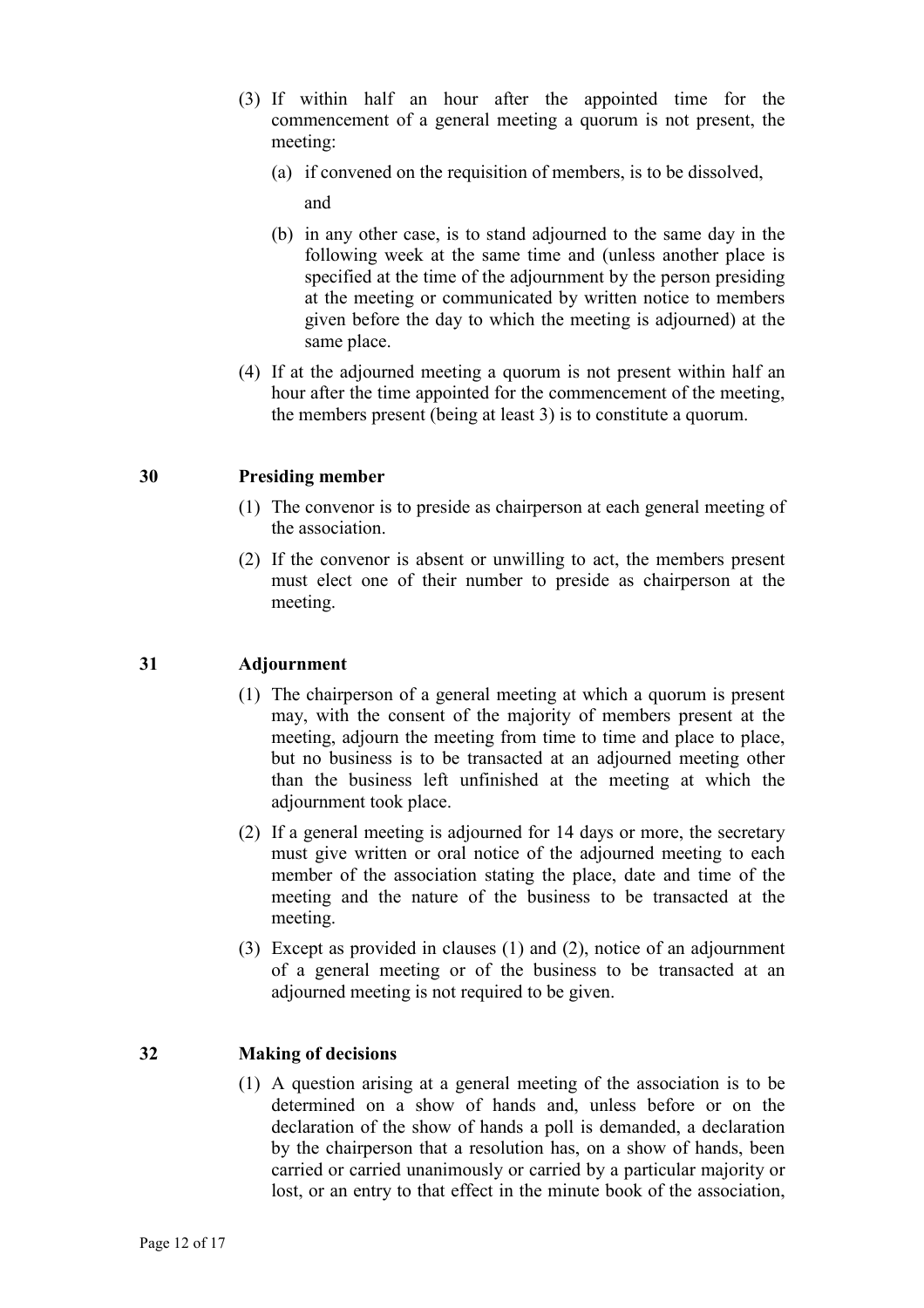(3) If within half an hour after the appointed time for the commencement of a general meeting a quorum is not present, the meeting:

  (a) if convened on the requisition of members, is to be dissolved,

  and

  (b) in any other case, is to stand adjourned to the same day in the following week at the same time and (unless another place is specified at the time of the adjournment by the person presiding at the meeting or communicated by written notice to members given before the day to which the meeting is adjourned) at the same place.

(4) If at the adjourned meeting a quorum is not present within half an hour after the time appointed for the commencement of the meeting, the members present (being at least 3) is to constitute a quorum.

## 30 Presiding member

(1) The convenor is to preside as chairperson at each general meeting of the association.

(2) If the convenor is absent or unwilling to act, the members present must elect one of their number to preside as chairperson at the meeting.

## 31 Adjournment

(1) The chairperson of a general meeting at which a quorum is present may, with the consent of the majority of members present at the meeting, adjourn the meeting from time to time and place to place, but no business is to be transacted at an adjourned meeting other than the business left unfinished at the meeting at which the adjournment took place.

(2) If a general meeting is adjourned for 14 days or more, the secretary must give written or oral notice of the adjourned meeting to each member of the association stating the place, date and time of the meeting and the nature of the business to be transacted at the meeting.

(3) Except as provided in clauses (1) and (2), notice of an adjournment of a general meeting or of the business to be transacted at an adjourned meeting is not required to be given.

## 32 Making of decisions

(1) A question arising at a general meeting of the association is to be determined on a show of hands and, unless before or on the declaration of the show of hands a poll is demanded, a declaration by the chairperson that a resolution has, on a show of hands, been carried or carried unanimously or carried by a particular majority or lost, or an entry to that effect in the minute book of the association,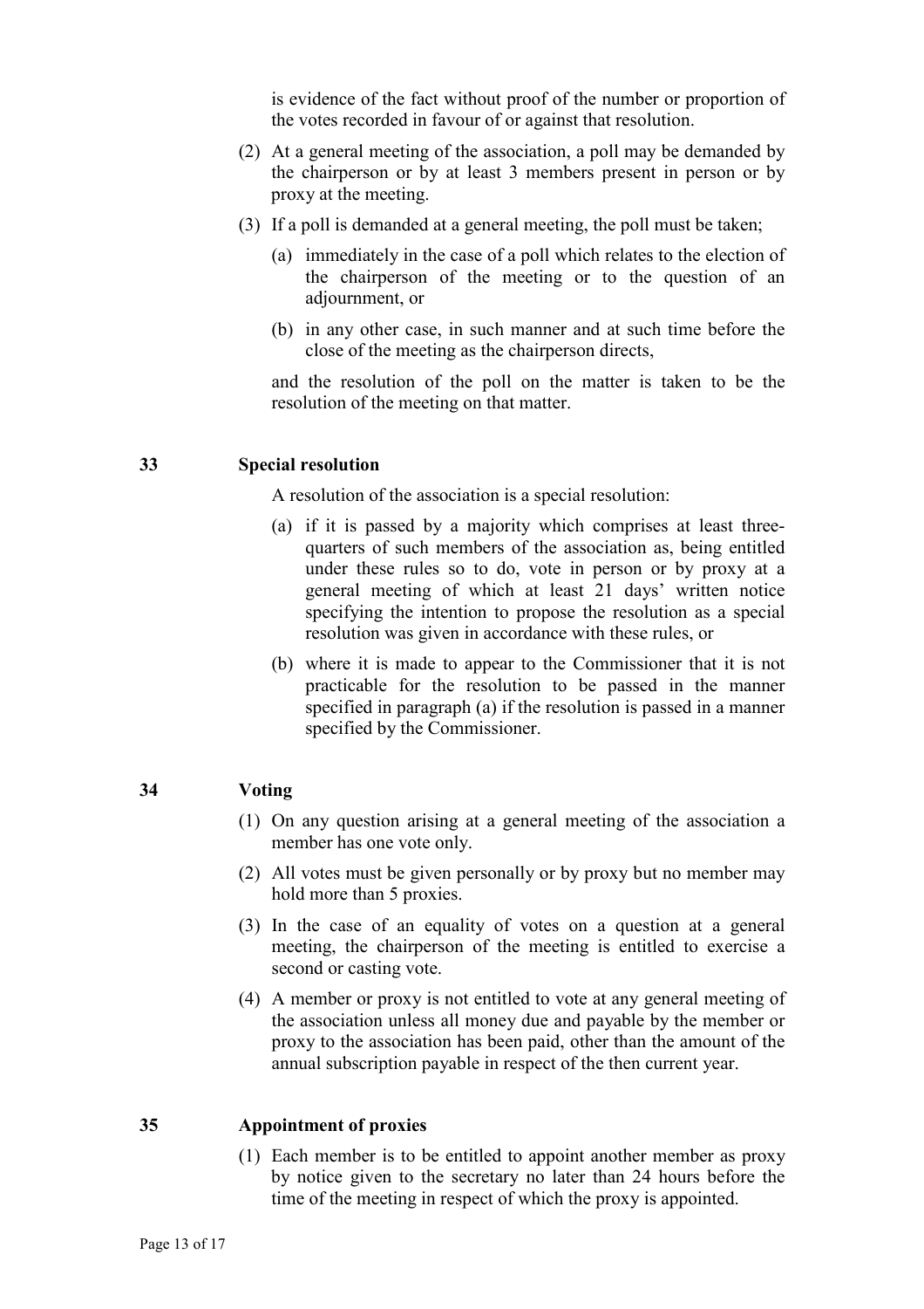is evidence of the fact without proof of the number or proportion of the votes recorded in favour of or against that resolution.

(2) At a general meeting of the association, a poll may be demanded by the chairperson or by at least 3 members present in person or by proxy at the meeting.

(3) If a poll is demanded at a general meeting, the poll must be taken;

(a) immediately in the case of a poll which relates to the election of the chairperson of the meeting or to the question of an adjournment, or

(b) in any other case, in such manner and at such time before the close of the meeting as the chairperson directs,

and the resolution of the poll on the matter is taken to be the resolution of the meeting on that matter.

## 33 Special resolution

A resolution of the association is a special resolution:

(a) if it is passed by a majority which comprises at least three-quarters of such members of the association as, being entitled under these rules so to do, vote in person or by proxy at a general meeting of which at least 21 days' written notice specifying the intention to propose the resolution as a special resolution was given in accordance with these rules, or

(b) where it is made to appear to the Commissioner that it is not practicable for the resolution to be passed in the manner specified in paragraph (a) if the resolution is passed in a manner specified by the Commissioner.

## 34 Voting

(1) On any question arising at a general meeting of the association a member has one vote only.

(2) All votes must be given personally or by proxy but no member may hold more than 5 proxies.

(3) In the case of an equality of votes on a question at a general meeting, the chairperson of the meeting is entitled to exercise a second or casting vote.

(4) A member or proxy is not entitled to vote at any general meeting of the association unless all money due and payable by the member or proxy to the association has been paid, other than the amount of the annual subscription payable in respect of the then current year.

## 35 Appointment of proxies

(1) Each member is to be entitled to appoint another member as proxy by notice given to the secretary no later than 24 hours before the time of the meeting in respect of which the proxy is appointed.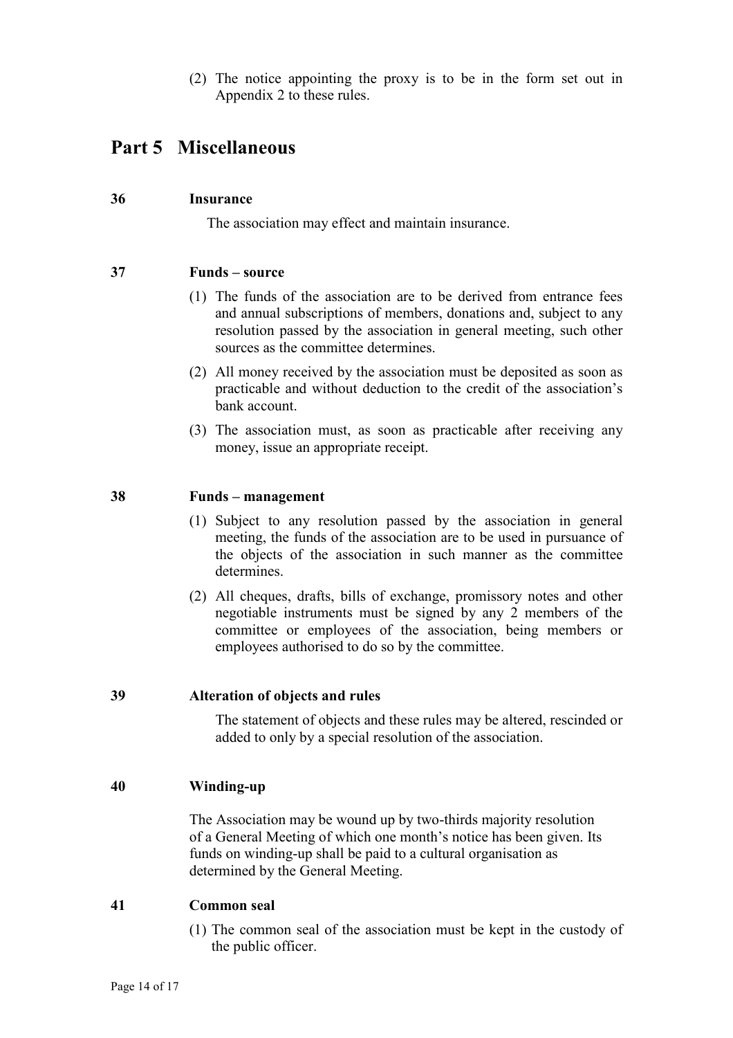(2) The notice appointing the proxy is to be in the form set out in Appendix 2 to these rules.

# Part 5 Miscellaneous

### 36 Insurance

The association may effect and maintain insurance.

### 37 Funds – source

(1) The funds of the association are to be derived from entrance fees and annual subscriptions of members, donations and, subject to any resolution passed by the association in general meeting, such other sources as the committee determines.

(2) All money received by the association must be deposited as soon as practicable and without deduction to the credit of the association's bank account.

(3) The association must, as soon as practicable after receiving any money, issue an appropriate receipt.

### 38 Funds – management

(1) Subject to any resolution passed by the association in general meeting, the funds of the association are to be used in pursuance of the objects of the association in such manner as the committee determines.

(2) All cheques, drafts, bills of exchange, promissory notes and other negotiable instruments must be signed by any 2 members of the committee or employees of the association, being members or employees authorised to do so by the committee.

### 39 Alteration of objects and rules

The statement of objects and these rules may be altered, rescinded or added to only by a special resolution of the association.

### 40 Winding-up

The Association may be wound up by two-thirds majority resolution of a General Meeting of which one month's notice has been given. Its funds on winding-up shall be paid to a cultural organisation as determined by the General Meeting.

### 41 Common seal

(1) The common seal of the association must be kept in the custody of the public officer.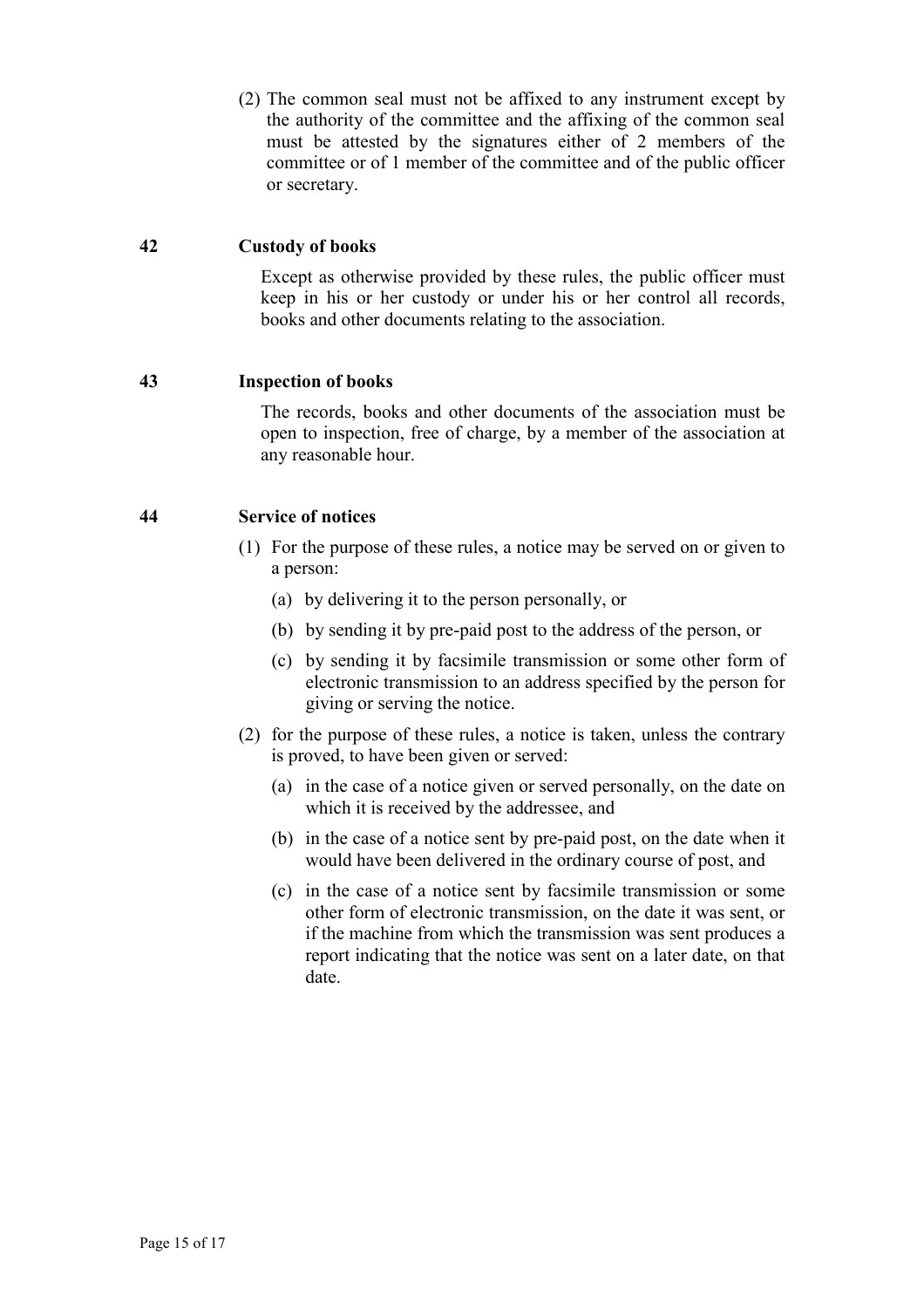(2) The common seal must not be affixed to any instrument except by the authority of the committee and the affixing of the common seal must be attested by the signatures either of 2 members of the committee or of 1 member of the committee and of the public officer or secretary.

## 42 Custody of books

Except as otherwise provided by these rules, the public officer must keep in his or her custody or under his or her control all records, books and other documents relating to the association.

## 43 Inspection of books

The records, books and other documents of the association must be open to inspection, free of charge, by a member of the association at any reasonable hour.

## 44 Service of notices

(1) For the purpose of these rules, a notice may be served on or given to a person:

(a) by delivering it to the person personally, or

(b) by sending it by pre-paid post to the address of the person, or

(c) by sending it by facsimile transmission or some other form of electronic transmission to an address specified by the person for giving or serving the notice.

(2) for the purpose of these rules, a notice is taken, unless the contrary is proved, to have been given or served:

(a) in the case of a notice given or served personally, on the date on which it is received by the addressee, and

(b) in the case of a notice sent by pre-paid post, on the date when it would have been delivered in the ordinary course of post, and

(c) in the case of a notice sent by facsimile transmission or some other form of electronic transmission, on the date it was sent, or if the machine from which the transmission was sent produces a report indicating that the notice was sent on a later date, on that date.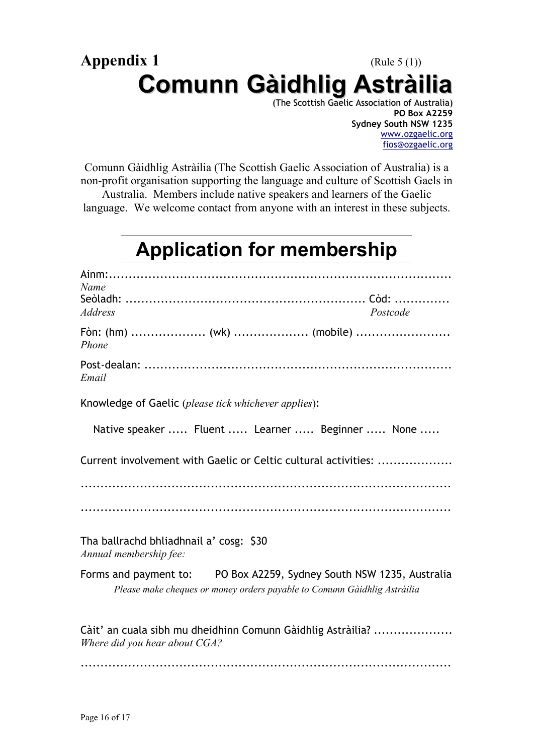**Appendix 1** (Rule 5 (1))

# Comunn Gàidhlig Astràilia

(The Scottish Gaelic Association of Australia)
**PO Box A2259**
**Sydney South NSW 1235**
www.ozgaelic.org
fios@ozgaelic.org

Comunn Gàidhlig Astràilia (The Scottish Gaelic Association of Australia) is a non-profit organisation supporting the language and culture of Scottish Gaels in Australia. Members include native speakers and learners of the Gaelic language. We welcome contact from anyone with an interest in these subjects.

## Application for membership

Ainm:.........................................................................................
*Name*

Seòladh: ............................................................ Còd: ..............
*Address* *Postcode*

Fòn: (hm) ................... (wk) ................... (mobile) ........................
*Phone*

Post-dealan: .............................................................................
*Email*

Knowledge of Gaelic (*please tick whichever applies*):

Native speaker ..... Fluent ..... Learner ..... Beginner ..... None .....

Current involvement with Gaelic or Celtic cultural activities: ..................

.....................................................................................................

.....................................................................................................

Tha ballrachd bhliadhnail a' cosg: $30
*Annual membership fee:*

Forms and payment to: PO Box A2259, Sydney South NSW 1235, Australia

*Please make cheques or money orders payable to Comunn Gàidhlig Astràilia*

Càit' an cuala sibh mu dheidhinn Comunn Gàidhlig Astràilia? ....................
*Where did you hear about CGA?*

.....................................................................................................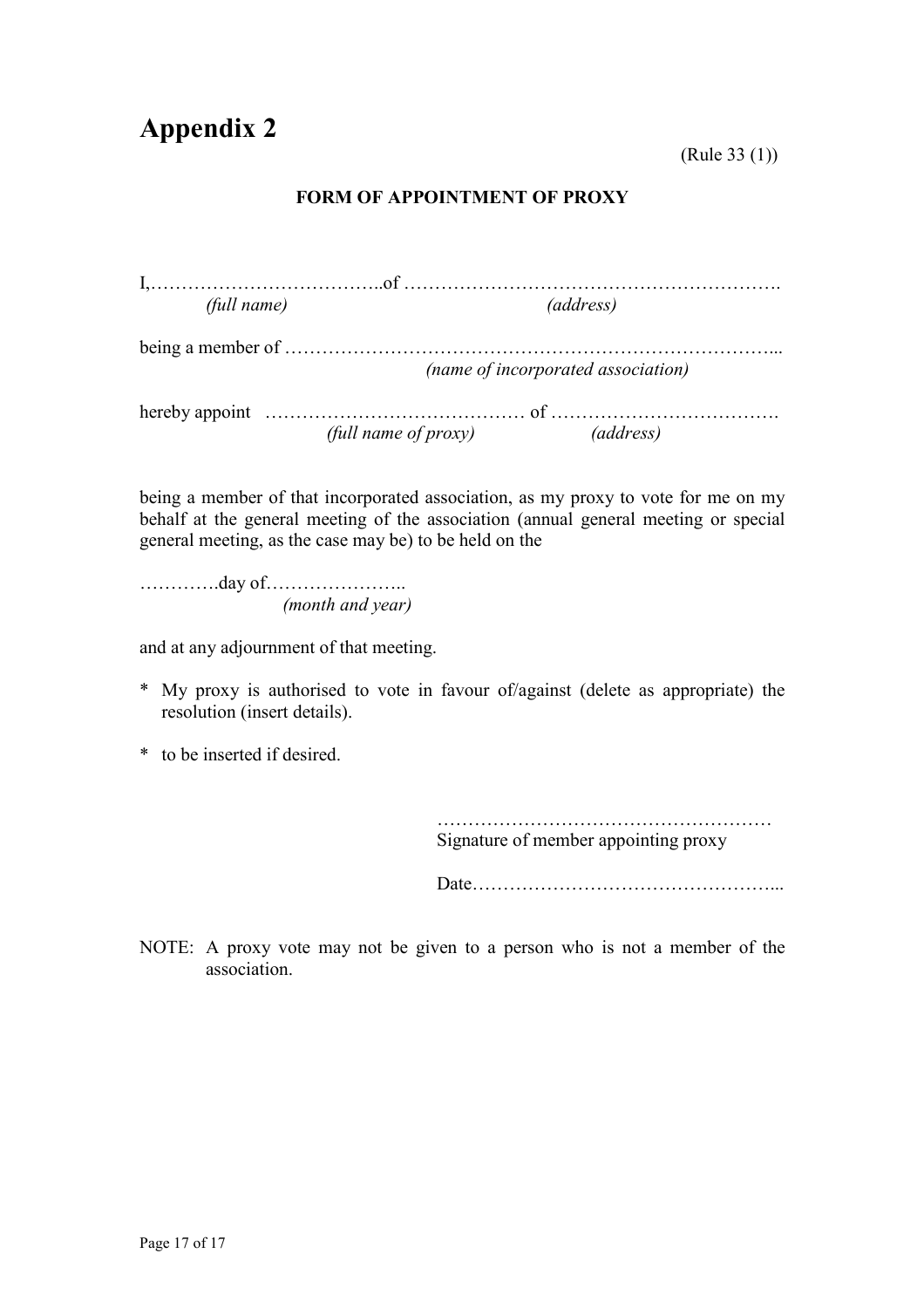# Appendix 2

(Rule 33 (1))

**FORM OF APPOINTMENT OF PROXY**

I,………………………………..of …………………………………………………….
*(full name)* *(address)*

being a member of ……………………………………………………………………...
*(name of incorporated association)*

hereby appoint …………………………………… of ……………………………….
*(full name of proxy)* *(address)*

being a member of that incorporated association, as my proxy to vote for me on my behalf at the general meeting of the association (annual general meeting or special general meeting, as the case may be) to be held on the

………….day of…………………..
*(month and year)*

and at any adjournment of that meeting.

\* My proxy is authorised to vote in favour of/against (delete as appropriate) the resolution (insert details).

\* to be inserted if desired.

………………………………………………
Signature of member appointing proxy

Date…………………………………………...

NOTE: A proxy vote may not be given to a person who is not a member of the association.